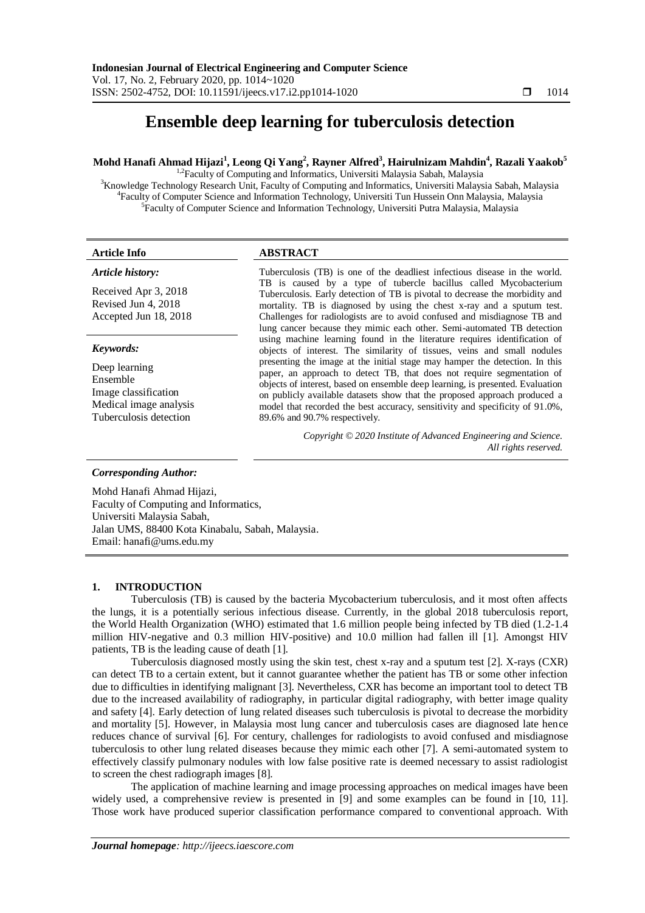# Ensemble deep learning for tuberculosis detection

**Mohd Hanafi Ahmad Hijazi[1], Leong Qi Yang[2], Rayner Alfred[3], Hairulnizam Mahdin[4], Razali Yaakob[5]**

[1,2]Faculty of Computing and Informatics, Universiti Malaysia Sabah, Malaysia
[3]Knowledge Technology Research Unit, Faculty of Computing and Informatics, Universiti Malaysia Sabah, Malaysia
[4]Faculty of Computer Science and Information Technology, Universiti Tun Hussein Onn Malaysia, Malaysia
[5]Faculty of Computer Science and Information Technology, Universiti Putra Malaysia, Malaysia

**Article Info**

*Article history:*

Received Apr 3, 2018
Revised Jun 4, 2018
Accepted Jun 18, 2018

*Keywords:*

Deep learning
Ensemble
Image classification
Medical image analysis
Tuberculosis detection

**ABSTRACT**

Tuberculosis (TB) is one of the deadliest infectious disease in the world. TB is caused by a type of tubercle bacillus called Mycobacterium Tuberculosis. Early detection of TB is pivotal to decrease the morbidity and mortality. TB is diagnosed by using the chest x-ray and a sputum test. Challenges for radiologists are to avoid confused and misdiagnose TB and lung cancer because they mimic each other. Semi-automated TB detection using machine learning found in the literature requires identification of objects of interest. The similarity of tissues, veins and small nodules presenting the image at the initial stage may hamper the detection. In this paper, an approach to detect TB, that does not require segmentation of objects of interest, based on ensemble deep learning, is presented. Evaluation on publicly available datasets show that the proposed approach produced a model that recorded the best accuracy, sensitivity and specificity of 91.0%, 89.6% and 90.7% respectively.

*Copyright © 2020 Institute of Advanced Engineering and Science. All rights reserved.*

***Corresponding Author:***

Mohd Hanafi Ahmad Hijazi,
Faculty of Computing and Informatics,
Universiti Malaysia Sabah,
Jalan UMS, 88400 Kota Kinabalu, Sabah, Malaysia.
Email: hanafi@ums.edu.my

## 1. INTRODUCTION

Tuberculosis (TB) is caused by the bacteria Mycobacterium tuberculosis, and it most often affects the lungs, it is a potentially serious infectious disease. Currently, in the global 2018 tuberculosis report, the World Health Organization (WHO) estimated that 1.6 million people being infected by TB died (1.2-1.4 million HIV-negative and 0.3 million HIV-positive) and 10.0 million had fallen ill [1]. Amongst HIV patients, TB is the leading cause of death [1].

Tuberculosis diagnosed mostly using the skin test, chest x-ray and a sputum test [2]. X-rays (CXR) can detect TB to a certain extent, but it cannot guarantee whether the patient has TB or some other infection due to difficulties in identifying malignant [3]. Nevertheless, CXR has become an important tool to detect TB due to the increased availability of radiography, in particular digital radiography, with better image quality and safety [4]. Early detection of lung related diseases such tuberculosis is pivotal to decrease the morbidity and mortality [5]. However, in Malaysia most lung cancer and tuberculosis cases are diagnosed late hence reduces chance of survival [6]. For century, challenges for radiologists to avoid confused and misdiagnose tuberculosis to other lung related diseases because they mimic each other [7]. A semi-automated system to effectively classify pulmonary nodules with low false positive rate is deemed necessary to assist radiologist to screen the chest radiograph images [8].

The application of machine learning and image processing approaches on medical images have been widely used, a comprehensive review is presented in [9] and some examples can be found in [10, 11]. Those work have produced superior classification performance compared to conventional approach. With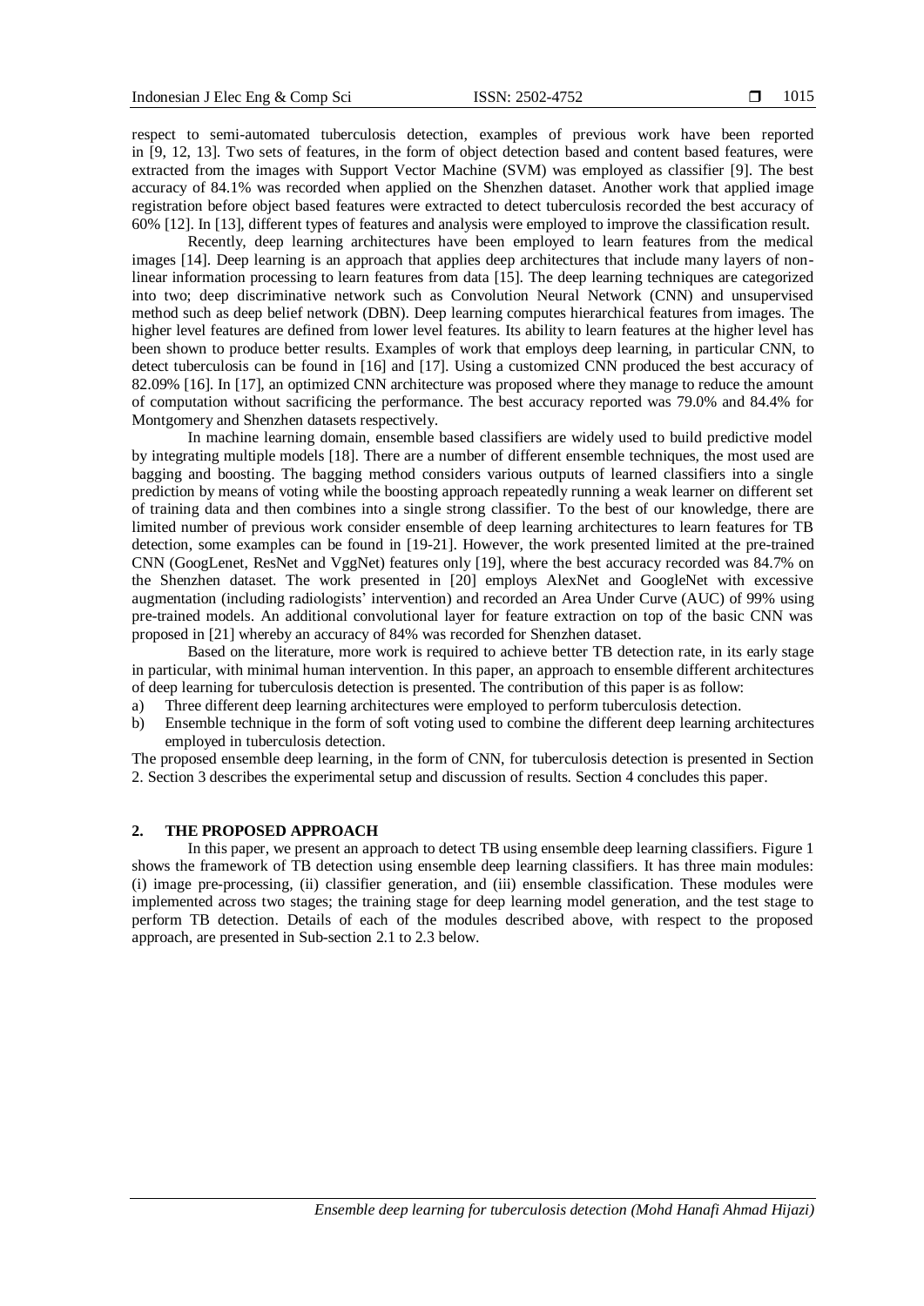respect to semi-automated tuberculosis detection, examples of previous work have been reported in [9, 12, 13]. Two sets of features, in the form of object detection based and content based features, were extracted from the images with Support Vector Machine (SVM) was employed as classifier [9]. The best accuracy of 84.1% was recorded when applied on the Shenzhen dataset. Another work that applied image registration before object based features were extracted to detect tuberculosis recorded the best accuracy of 60% [12]. In [13], different types of features and analysis were employed to improve the classification result.

Recently, deep learning architectures have been employed to learn features from the medical images [14]. Deep learning is an approach that applies deep architectures that include many layers of non-linear information processing to learn features from data [15]. The deep learning techniques are categorized into two; deep discriminative network such as Convolution Neural Network (CNN) and unsupervised method such as deep belief network (DBN). Deep learning computes hierarchical features from images. The higher level features are defined from lower level features. Its ability to learn features at the higher level has been shown to produce better results. Examples of work that employs deep learning, in particular CNN, to detect tuberculosis can be found in [16] and [17]. Using a customized CNN produced the best accuracy of 82.09% [16]. In [17], an optimized CNN architecture was proposed where they manage to reduce the amount of computation without sacrificing the performance. The best accuracy reported was 79.0% and 84.4% for Montgomery and Shenzhen datasets respectively.

In machine learning domain, ensemble based classifiers are widely used to build predictive model by integrating multiple models [18]. There are a number of different ensemble techniques, the most used are bagging and boosting. The bagging method considers various outputs of learned classifiers into a single prediction by means of voting while the boosting approach repeatedly running a weak learner on different set of training data and then combines into a single strong classifier. To the best of our knowledge, there are limited number of previous work consider ensemble of deep learning architectures to learn features for TB detection, some examples can be found in [19-21]. However, the work presented limited at the pre-trained CNN (GoogLenet, ResNet and VggNet) features only [19], where the best accuracy recorded was 84.7% on the Shenzhen dataset. The work presented in [20] employs AlexNet and GoogleNet with excessive augmentation (including radiologists' intervention) and recorded an Area Under Curve (AUC) of 99% using pre-trained models. An additional convolutional layer for feature extraction on top of the basic CNN was proposed in [21] whereby an accuracy of 84% was recorded for Shenzhen dataset.

Based on the literature, more work is required to achieve better TB detection rate, in its early stage in particular, with minimal human intervention. In this paper, an approach to ensemble different architectures of deep learning for tuberculosis detection is presented. The contribution of this paper is as follow:

a) Three different deep learning architectures were employed to perform tuberculosis detection.
b) Ensemble technique in the form of soft voting used to combine the different deep learning architectures employed in tuberculosis detection.

The proposed ensemble deep learning, in the form of CNN, for tuberculosis detection is presented in Section 2. Section 3 describes the experimental setup and discussion of results. Section 4 concludes this paper.

## 2. THE PROPOSED APPROACH

In this paper, we present an approach to detect TB using ensemble deep learning classifiers. Figure 1 shows the framework of TB detection using ensemble deep learning classifiers. It has three main modules: (i) image pre-processing, (ii) classifier generation, and (iii) ensemble classification. These modules were implemented across two stages; the training stage for deep learning model generation, and the test stage to perform TB detection. Details of each of the modules described above, with respect to the proposed approach, are presented in Sub-section 2.1 to 2.3 below.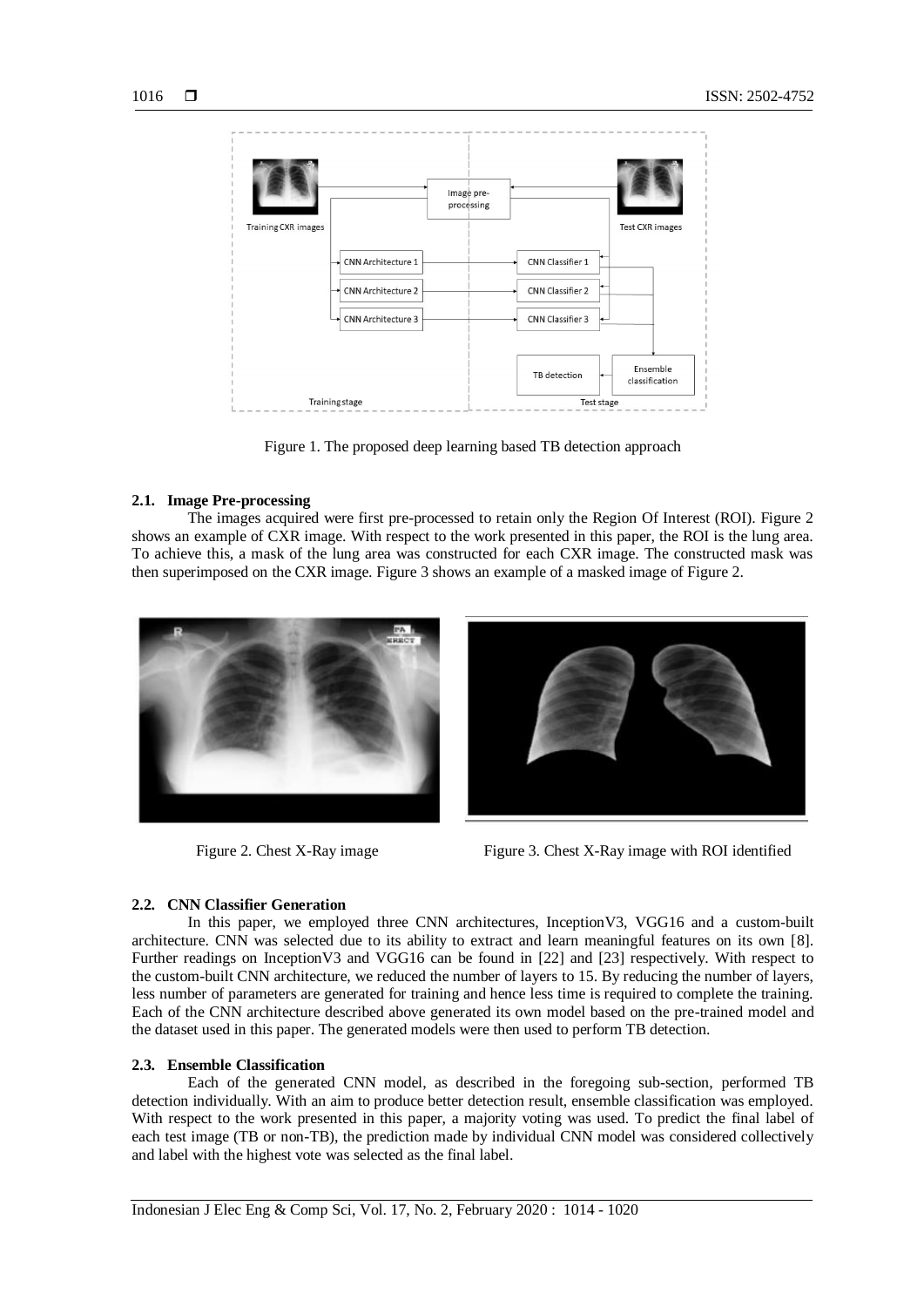Figure 1. The proposed deep learning based TB detection approach

### 2.1. Image Pre-processing

The images acquired were first pre-processed to retain only the Region Of Interest (ROI). Figure 2 shows an example of CXR image. With respect to the work presented in this paper, the ROI is the lung area. To achieve this, a mask of the lung area was constructed for each CXR image. The constructed mask was then superimposed on the CXR image. Figure 3 shows an example of a masked image of Figure 2.

Figure 2. Chest X-Ray image

Figure 3. Chest X-Ray image with ROI identified

### 2.2. CNN Classifier Generation

In this paper, we employed three CNN architectures, InceptionV3, VGG16 and a custom-built architecture. CNN was selected due to its ability to extract and learn meaningful features on its own [8]. Further readings on InceptionV3 and VGG16 can be found in [22] and [23] respectively. With respect to the custom-built CNN architecture, we reduced the number of layers to 15. By reducing the number of layers, less number of parameters are generated for training and hence less time is required to complete the training. Each of the CNN architecture described above generated its own model based on the pre-trained model and the dataset used in this paper. The generated models were then used to perform TB detection.

### 2.3. Ensemble Classification

Each of the generated CNN model, as described in the foregoing sub-section, performed TB detection individually. With an aim to produce better detection result, ensemble classification was employed. With respect to the work presented in this paper, a majority voting was used. To predict the final label of each test image (TB or non-TB), the prediction made by individual CNN model was considered collectively and label with the highest vote was selected as the final label.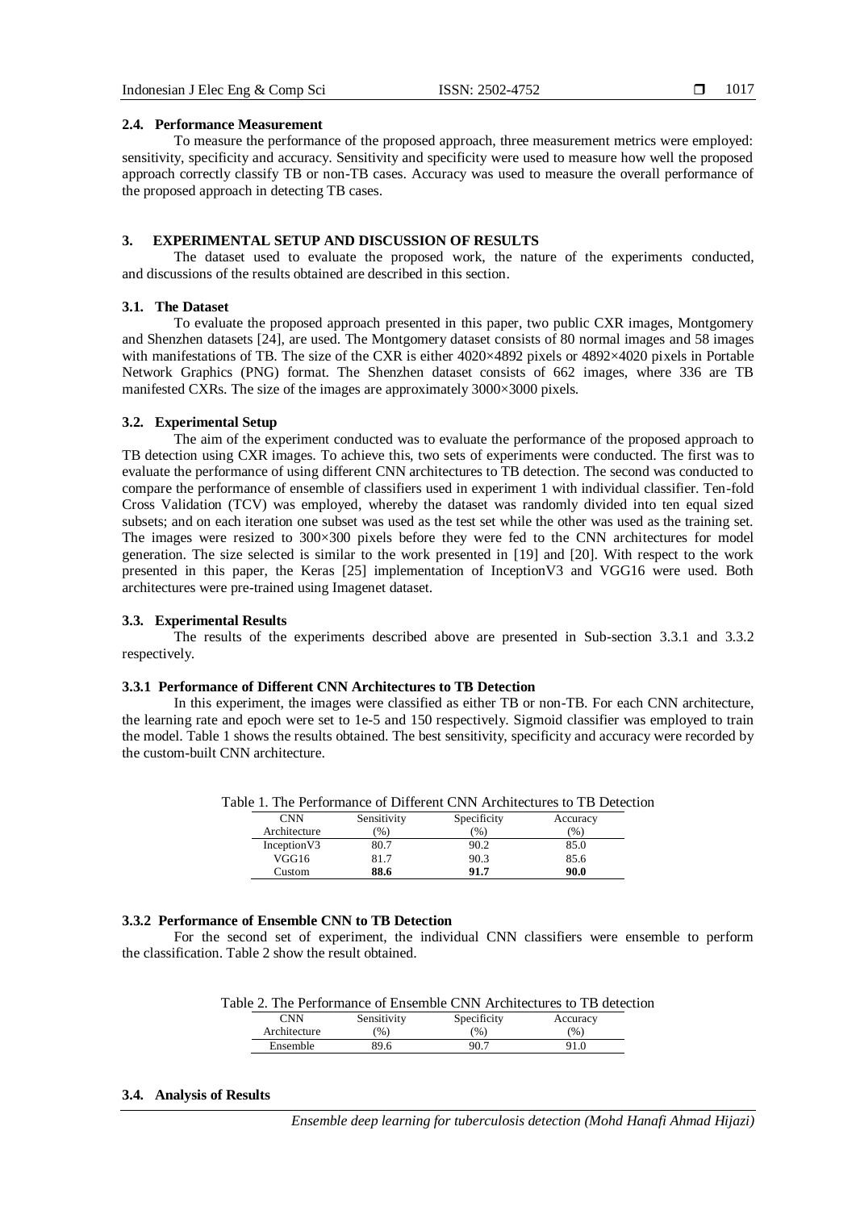### 2.4. Performance Measurement

To measure the performance of the proposed approach, three measurement metrics were employed: sensitivity, specificity and accuracy. Sensitivity and specificity were used to measure how well the proposed approach correctly classify TB or non-TB cases. Accuracy was used to measure the overall performance of the proposed approach in detecting TB cases.

## 3. EXPERIMENTAL SETUP AND DISCUSSION OF RESULTS

The dataset used to evaluate the proposed work, the nature of the experiments conducted, and discussions of the results obtained are described in this section.

### 3.1. The Dataset

To evaluate the proposed approach presented in this paper, two public CXR images, Montgomery and Shenzhen datasets [24], are used. The Montgomery dataset consists of 80 normal images and 58 images with manifestations of TB. The size of the CXR is either 4020×4892 pixels or 4892×4020 pixels in Portable Network Graphics (PNG) format. The Shenzhen dataset consists of 662 images, where 336 are TB manifested CXRs. The size of the images are approximately 3000×3000 pixels.

### 3.2. Experimental Setup

The aim of the experiment conducted was to evaluate the performance of the proposed approach to TB detection using CXR images. To achieve this, two sets of experiments were conducted. The first was to evaluate the performance of using different CNN architectures to TB detection. The second was conducted to compare the performance of ensemble of classifiers used in experiment 1 with individual classifier. Ten-fold Cross Validation (TCV) was employed, whereby the dataset was randomly divided into ten equal sized subsets; and on each iteration one subset was used as the test set while the other was used as the training set. The images were resized to 300×300 pixels before they were fed to the CNN architectures for model generation. The size selected is similar to the work presented in [19] and [20]. With respect to the work presented in this paper, the Keras [25] implementation of InceptionV3 and VGG16 were used. Both architectures were pre-trained using Imagenet dataset.

### 3.3. Experimental Results

The results of the experiments described above are presented in Sub-section 3.3.1 and 3.3.2 respectively.

#### 3.3.1 Performance of Different CNN Architectures to TB Detection

In this experiment, the images were classified as either TB or non-TB. For each CNN architecture, the learning rate and epoch were set to 1e-5 and 150 respectively. Sigmoid classifier was employed to train the model. Table 1 shows the results obtained. The best sensitivity, specificity and accuracy were recorded by the custom-built CNN architecture.

Table 1. The Performance of Different CNN Architectures to TB Detection

| CNN Architecture | Sensitivity (%) | Specificity (%) | Accuracy (%) |
|---|---|---|---|
| InceptionV3 | 80.7 | 90.2 | 85.0 |
| VGG16 | 81.7 | 90.3 | 85.6 |
| Custom | **88.6** | **91.7** | **90.0** |

#### 3.3.2 Performance of Ensemble CNN to TB Detection

For the second set of experiment, the individual CNN classifiers were ensemble to perform the classification. Table 2 show the result obtained.

Table 2. The Performance of Ensemble CNN Architectures to TB detection

| CNN Architecture | Sensitivity (%) | Specificity (%) | Accuracy (%) |
|---|---|---|---|
| Ensemble | 89.6 | 90.7 | 91.0 |

### 3.4. Analysis of Results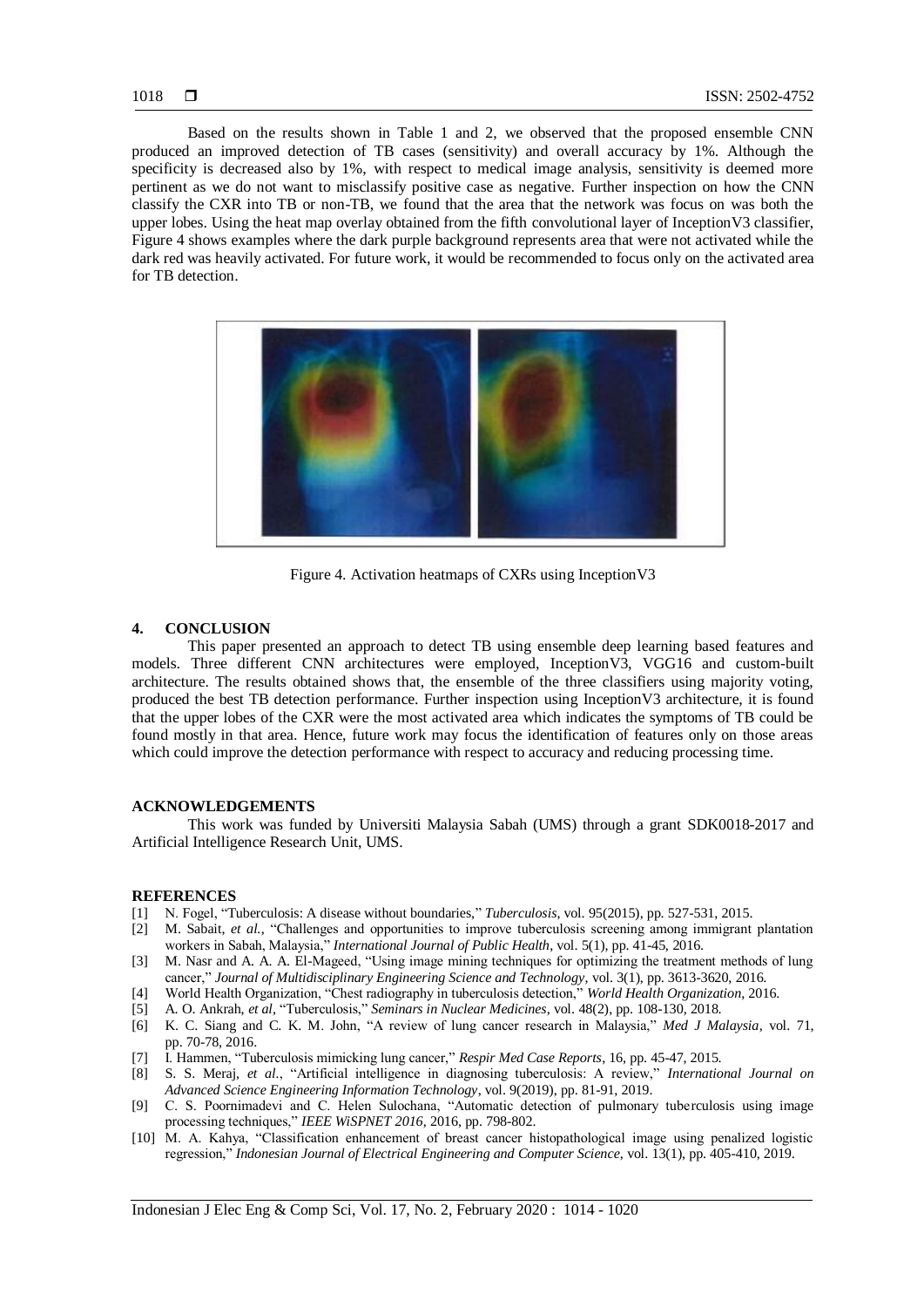Based on the results shown in Table 1 and 2, we observed that the proposed ensemble CNN produced an improved detection of TB cases (sensitivity) and overall accuracy by 1%. Although the specificity is decreased also by 1%, with respect to medical image analysis, sensitivity is deemed more pertinent as we do not want to misclassify positive case as negative. Further inspection on how the CNN classify the CXR into TB or non-TB, we found that the area that the network was focus on was both the upper lobes. Using the heat map overlay obtained from the fifth convolutional layer of InceptionV3 classifier, Figure 4 shows examples where the dark purple background represents area that were not activated while the dark red was heavily activated. For future work, it would be recommended to focus only on the activated area for TB detection.

Figure 4. Activation heatmaps of CXRs using InceptionV3

## 4. CONCLUSION

This paper presented an approach to detect TB using ensemble deep learning based features and models. Three different CNN architectures were employed, InceptionV3, VGG16 and custom-built architecture. The results obtained shows that, the ensemble of the three classifiers using majority voting, produced the best TB detection performance. Further inspection using InceptionV3 architecture, it is found that the upper lobes of the CXR were the most activated area which indicates the symptoms of TB could be found mostly in that area. Hence, future work may focus the identification of features only on those areas which could improve the detection performance with respect to accuracy and reducing processing time.

## ACKNOWLEDGEMENTS

This work was funded by Universiti Malaysia Sabah (UMS) through a grant SDK0018-2017 and Artificial Intelligence Research Unit, UMS.

## REFERENCES

[1] N. Fogel, "Tuberculosis: A disease without boundaries," *Tuberculosis*, vol. 95(2015), pp. 527-531, 2015.

[2] M. Sabait, *et al.,* "Challenges and opportunities to improve tuberculosis screening among immigrant plantation workers in Sabah, Malaysia," *International Journal of Public Health*, vol. 5(1), pp. 41-45, 2016.

[3] M. Nasr and A. A. A. El-Mageed, "Using image mining techniques for optimizing the treatment methods of lung cancer," *Journal of Multidisciplinary Engineering Science and Technology*, vol. 3(1), pp. 3613-3620, 2016.

[4] World Health Organization, "Chest radiography in tuberculosis detection," *World Health Organization*, 2016.

[5] A. O. Ankrah, *et al*, "Tuberculosis," *Seminars in Nuclear Medicines*, vol. 48(2), pp. 108-130, 2018.

[6] K. C. Siang and C. K. M. John, "A review of lung cancer research in Malaysia," *Med J Malaysia*, vol. 71, pp. 70-78, 2016.

[7] I. Hammen, "Tuberculosis mimicking lung cancer," *Respir Med Case Reports*, 16, pp. 45-47, 2015.

[8] S. S. Meraj, *et al.*, "Artificial intelligence in diagnosing tuberculosis: A review," *International Journal on Advanced Science Engineering Information Technology*, vol. 9(2019), pp. 81-91, 2019.

[9] C. S. Poornimadevi and C. Helen Sulochana, "Automatic detection of pulmonary tuberculosis using image processing techniques," *IEEE WiSPNET 2016*, 2016, pp. 798-802.

[10] M. A. Kahya, "Classification enhancement of breast cancer histopathological image using penalized logistic regression," *Indonesian Journal of Electrical Engineering and Computer Science*, vol. 13(1), pp. 405-410, 2019.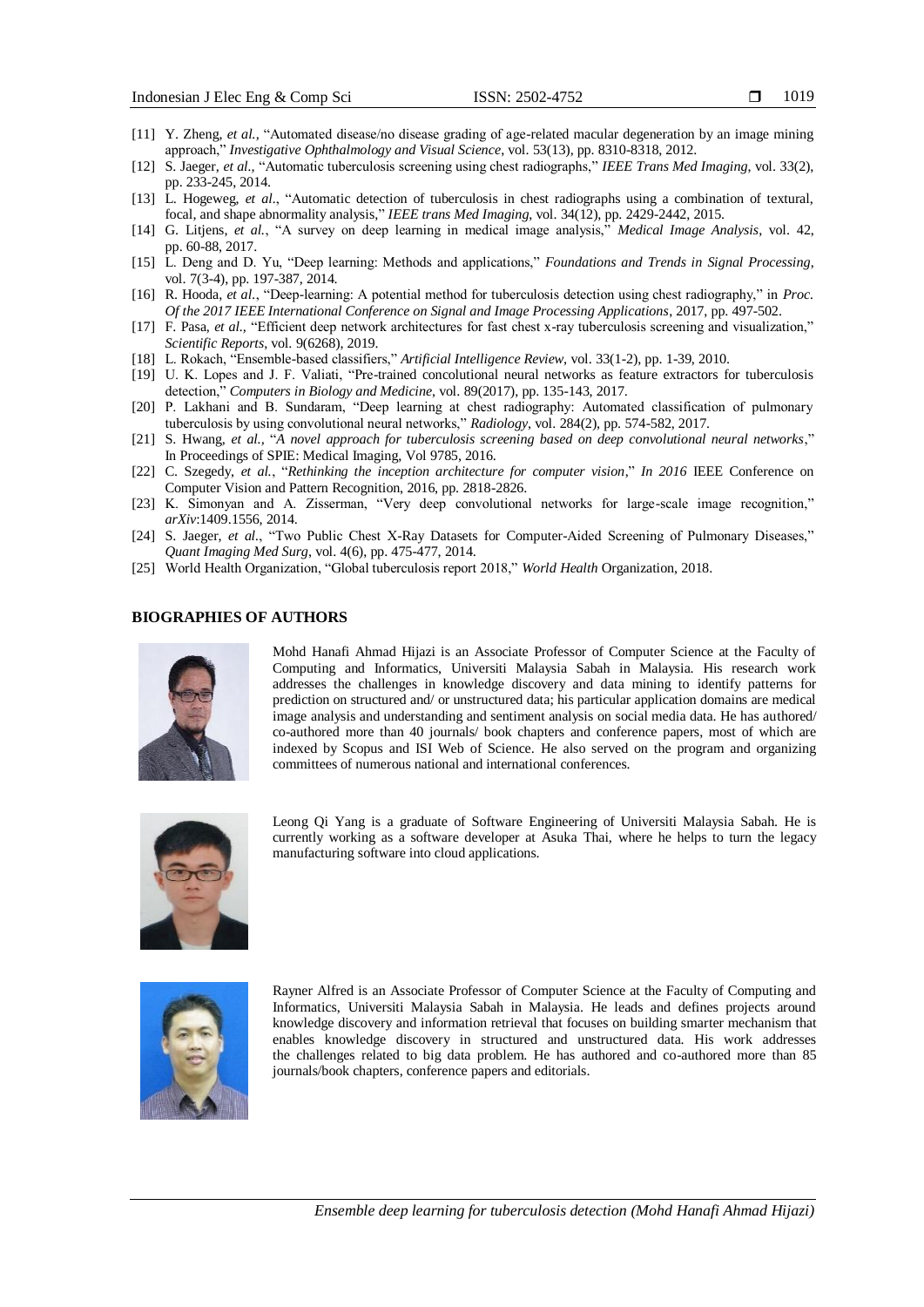[11] Y. Zheng, *et al.*, "Automated disease/no disease grading of age-related macular degeneration by an image mining approach," *Investigative Ophthalmology and Visual Science*, vol. 53(13), pp. 8310-8318, 2012.

[12] S. Jaeger, *et al.*, "Automatic tuberculosis screening using chest radiographs," *IEEE Trans Med Imaging*, vol. 33(2), pp. 233-245, 2014.

[13] L. Hogeweg, *et al.*, "Automatic detection of tuberculosis in chest radiographs using a combination of textural, focal, and shape abnormality analysis," *IEEE trans Med Imaging*, vol. 34(12), pp. 2429-2442, 2015.

[14] G. Litjens, *et al.*, "A survey on deep learning in medical image analysis," *Medical Image Analysis*, vol. 42, pp. 60-88, 2017.

[15] L. Deng and D. Yu, "Deep learning: Methods and applications," *Foundations and Trends in Signal Processing*, vol. 7(3-4), pp. 197-387, 2014.

[16] R. Hooda, *et al.*, "Deep-learning: A potential method for tuberculosis detection using chest radiography," in *Proc. Of the 2017 IEEE International Conference on Signal and Image Processing Applications*, 2017, pp. 497-502.

[17] F. Pasa, *et al.*, "Efficient deep network architectures for fast chest x-ray tuberculosis screening and visualization," *Scientific Reports*, vol. 9(6268), 2019.

[18] L. Rokach, "Ensemble-based classifiers," *Artificial Intelligence Review*, vol. 33(1-2), pp. 1-39, 2010.

[19] U. K. Lopes and J. F. Valiati, "Pre-trained concolutional neural networks as feature extractors for tuberculosis detection," *Computers in Biology and Medicine*, vol. 89(2017), pp. 135-143, 2017.

[20] P. Lakhani and B. Sundaram, "Deep learning at chest radiography: Automated classification of pulmonary tuberculosis by using convolutional neural networks," *Radiology*, vol. 284(2), pp. 574-582, 2017.

[21] S. Hwang, *et al.*, "*A novel approach for tuberculosis screening based on deep convolutional neural networks*," In Proceedings of SPIE: Medical Imaging, Vol 9785, 2016.

[22] C. Szegedy, *et al.*, "*Rethinking the inception architecture for computer vision*," *In 2016* IEEE Conference on Computer Vision and Pattern Recognition, 2016, pp. 2818-2826.

[23] K. Simonyan and A. Zisserman, "Very deep convolutional networks for large-scale image recognition," *arXiv*:1409.1556, 2014.

[24] S. Jaeger, *et al.*, "Two Public Chest X-Ray Datasets for Computer-Aided Screening of Pulmonary Diseases," *Quant Imaging Med Surg*, vol. 4(6), pp. 475-477, 2014.

[25] World Health Organization, "Global tuberculosis report 2018," *World Health* Organization, 2018.

## BIOGRAPHIES OF AUTHORS

Mohd Hanafi Ahmad Hijazi is an Associate Professor of Computer Science at the Faculty of Computing and Informatics, Universiti Malaysia Sabah in Malaysia. His research work addresses the challenges in knowledge discovery and data mining to identify patterns for prediction on structured and/ or unstructured data; his particular application domains are medical image analysis and understanding and sentiment analysis on social media data. He has authored/ co-authored more than 40 journals/ book chapters and conference papers, most of which are indexed by Scopus and ISI Web of Science. He also served on the program and organizing committees of numerous national and international conferences.

Leong Qi Yang is a graduate of Software Engineering of Universiti Malaysia Sabah. He is currently working as a software developer at Asuka Thai, where he helps to turn the legacy manufacturing software into cloud applications.

Rayner Alfred is an Associate Professor of Computer Science at the Faculty of Computing and Informatics, Universiti Malaysia Sabah in Malaysia. He leads and defines projects around knowledge discovery and information retrieval that focuses on building smarter mechanism that enables knowledge discovery in structured and unstructured data. His work addresses the challenges related to big data problem. He has authored and co-authored more than 85 journals/book chapters, conference papers and editorials.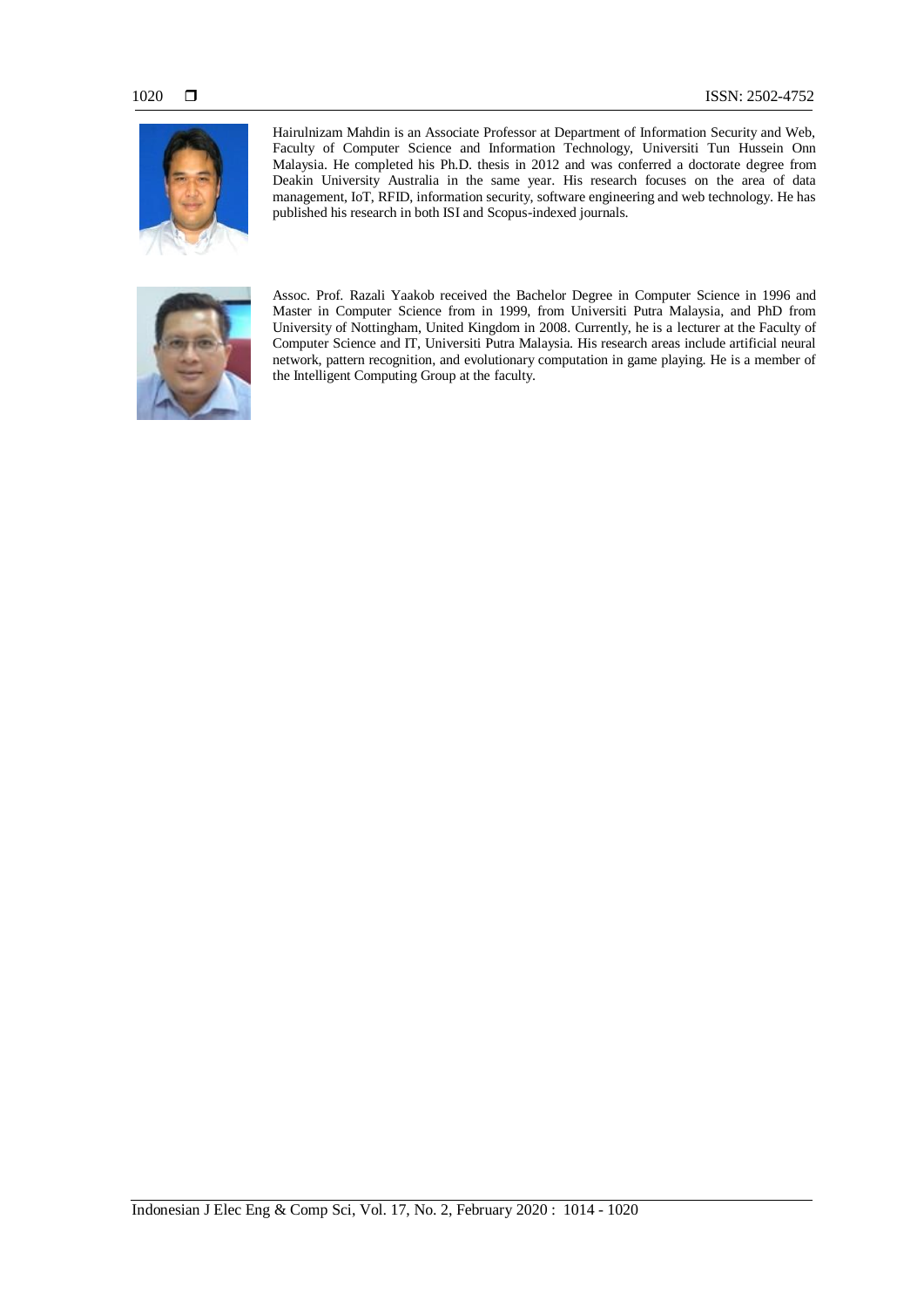Hairulnizam Mahdin is an Associate Professor at Department of Information Security and Web, Faculty of Computer Science and Information Technology, Universiti Tun Hussein Onn Malaysia. He completed his Ph.D. thesis in 2012 and was conferred a doctorate degree from Deakin University Australia in the same year. His research focuses on the area of data management, IoT, RFID, information security, software engineering and web technology. He has published his research in both ISI and Scopus-indexed journals.

Assoc. Prof. Razali Yaakob received the Bachelor Degree in Computer Science in 1996 and Master in Computer Science from in 1999, from Universiti Putra Malaysia, and PhD from University of Nottingham, United Kingdom in 2008. Currently, he is a lecturer at the Faculty of Computer Science and IT, Universiti Putra Malaysia. His research areas include artificial neural network, pattern recognition, and evolutionary computation in game playing. He is a member of the Intelligent Computing Group at the faculty.